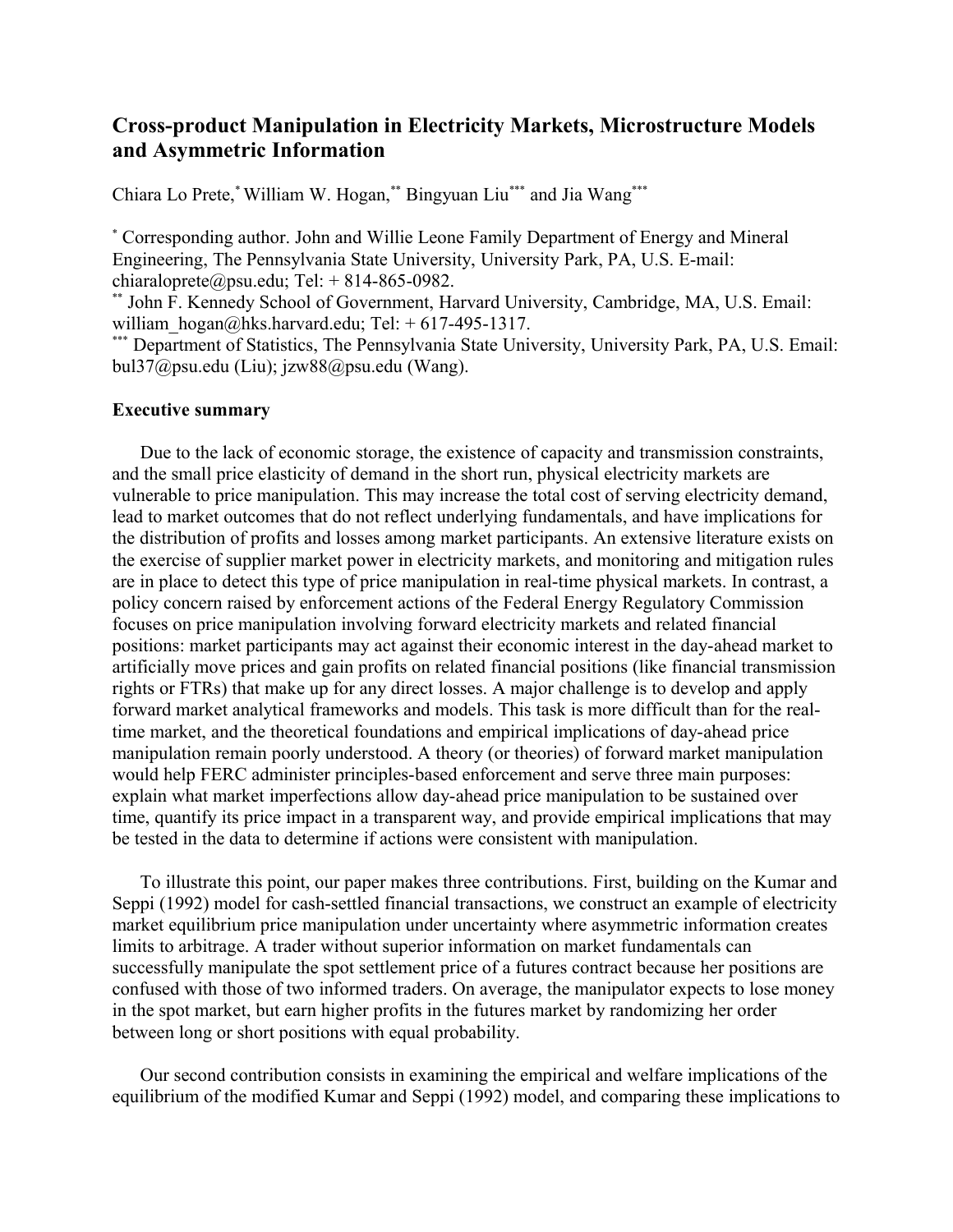# Cross-product Manipulation in Electricity Markets, Microstructure Models and Asymmetric Information

Chiara Lo Prete,[*] William W. Hogan,[**] Bingyuan Liu[***] and Jia Wang[***]

[*] Corresponding author. John and Willie Leone Family Department of Energy and Mineral Engineering, The Pennsylvania State University, University Park, PA, U.S. E-mail: chiaraloprete@psu.edu; Tel: + 814-865-0982.

[**] John F. Kennedy School of Government, Harvard University, Cambridge, MA, U.S. Email: william_hogan@hks.harvard.edu; Tel: + 617-495-1317.

[***] Department of Statistics, The Pennsylvania State University, University Park, PA, U.S. Email: bul37@psu.edu (Liu); jzw88@psu.edu (Wang).

## Executive summary

Due to the lack of economic storage, the existence of capacity and transmission constraints, and the small price elasticity of demand in the short run, physical electricity markets are vulnerable to price manipulation. This may increase the total cost of serving electricity demand, lead to market outcomes that do not reflect underlying fundamentals, and have implications for the distribution of profits and losses among market participants. An extensive literature exists on the exercise of supplier market power in electricity markets, and monitoring and mitigation rules are in place to detect this type of price manipulation in real-time physical markets. In contrast, a policy concern raised by enforcement actions of the Federal Energy Regulatory Commission focuses on price manipulation involving forward electricity markets and related financial positions: market participants may act against their economic interest in the day-ahead market to artificially move prices and gain profits on related financial positions (like financial transmission rights or FTRs) that make up for any direct losses. A major challenge is to develop and apply forward market analytical frameworks and models. This task is more difficult than for the real-time market, and the theoretical foundations and empirical implications of day-ahead price manipulation remain poorly understood. A theory (or theories) of forward market manipulation would help FERC administer principles-based enforcement and serve three main purposes: explain what market imperfections allow day-ahead price manipulation to be sustained over time, quantify its price impact in a transparent way, and provide empirical implications that may be tested in the data to determine if actions were consistent with manipulation.

To illustrate this point, our paper makes three contributions. First, building on the Kumar and Seppi (1992) model for cash-settled financial transactions, we construct an example of electricity market equilibrium price manipulation under uncertainty where asymmetric information creates limits to arbitrage. A trader without superior information on market fundamentals can successfully manipulate the spot settlement price of a futures contract because her positions are confused with those of two informed traders. On average, the manipulator expects to lose money in the spot market, but earn higher profits in the futures market by randomizing her order between long or short positions with equal probability.

Our second contribution consists in examining the empirical and welfare implications of the equilibrium of the modified Kumar and Seppi (1992) model, and comparing these implications to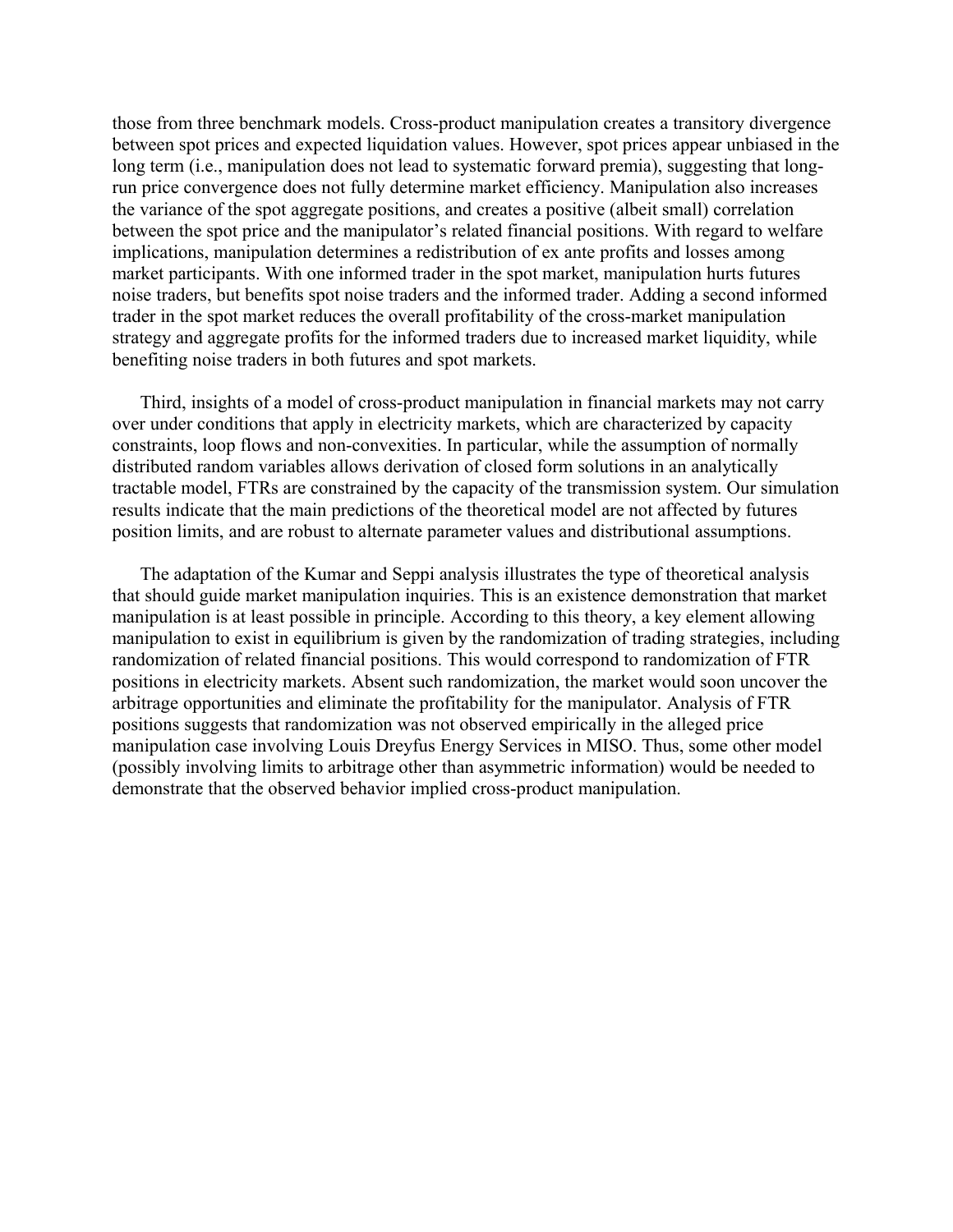those from three benchmark models. Cross-product manipulation creates a transitory divergence between spot prices and expected liquidation values. However, spot prices appear unbiased in the long term (i.e., manipulation does not lead to systematic forward premia), suggesting that long-run price convergence does not fully determine market efficiency. Manipulation also increases the variance of the spot aggregate positions, and creates a positive (albeit small) correlation between the spot price and the manipulator's related financial positions. With regard to welfare implications, manipulation determines a redistribution of ex ante profits and losses among market participants. With one informed trader in the spot market, manipulation hurts futures noise traders, but benefits spot noise traders and the informed trader. Adding a second informed trader in the spot market reduces the overall profitability of the cross-market manipulation strategy and aggregate profits for the informed traders due to increased market liquidity, while benefiting noise traders in both futures and spot markets.

Third, insights of a model of cross-product manipulation in financial markets may not carry over under conditions that apply in electricity markets, which are characterized by capacity constraints, loop flows and non-convexities. In particular, while the assumption of normally distributed random variables allows derivation of closed form solutions in an analytically tractable model, FTRs are constrained by the capacity of the transmission system. Our simulation results indicate that the main predictions of the theoretical model are not affected by futures position limits, and are robust to alternate parameter values and distributional assumptions.

The adaptation of the Kumar and Seppi analysis illustrates the type of theoretical analysis that should guide market manipulation inquiries. This is an existence demonstration that market manipulation is at least possible in principle. According to this theory, a key element allowing manipulation to exist in equilibrium is given by the randomization of trading strategies, including randomization of related financial positions. This would correspond to randomization of FTR positions in electricity markets. Absent such randomization, the market would soon uncover the arbitrage opportunities and eliminate the profitability for the manipulator. Analysis of FTR positions suggests that randomization was not observed empirically in the alleged price manipulation case involving Louis Dreyfus Energy Services in MISO. Thus, some other model (possibly involving limits to arbitrage other than asymmetric information) would be needed to demonstrate that the observed behavior implied cross-product manipulation.